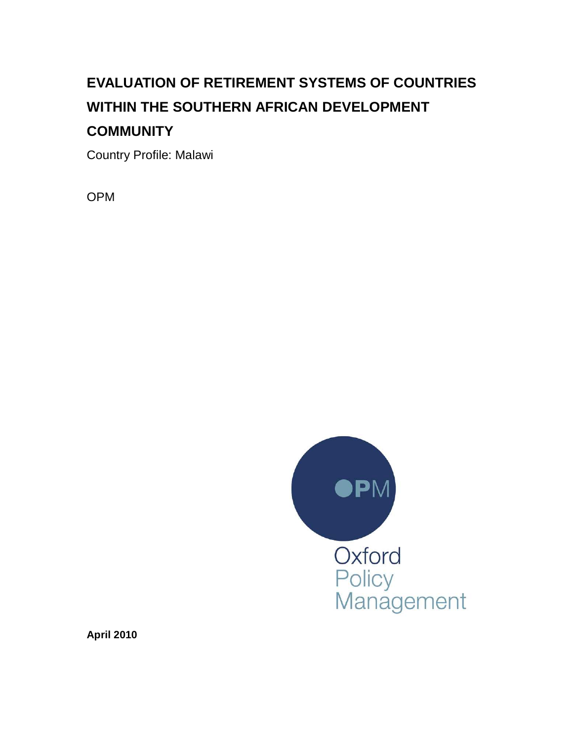# EVALUATION OF RETIREMENT SYSTEMS OF COUNTRIES WITHIN THE SOUTHERN AFRICAN DEVELOPMENT COMMUNITY

Country Profile: Malawi

OPM

Oxford Policy Management

**April 2010**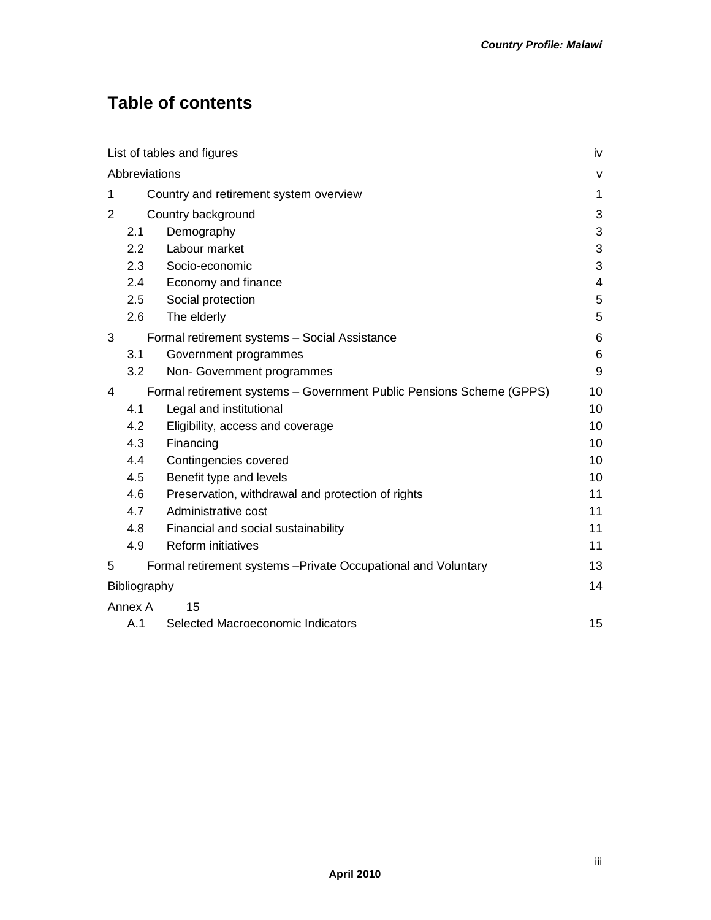# Table of contents

| | | |
|---|---|---|
| List of tables and figures | | iv |
| Abbreviations | | v |
| 1 | Country and retirement system overview | 1 |
| 2 | Country background | 3 |
| 2.1 | Demography | 3 |
| 2.2 | Labour market | 3 |
| 2.3 | Socio-economic | 3 |
| 2.4 | Economy and finance | 4 |
| 2.5 | Social protection | 5 |
| 2.6 | The elderly | 5 |
| 3 | Formal retirement systems – Social Assistance | 6 |
| 3.1 | Government programmes | 6 |
| 3.2 | Non- Government programmes | 9 |
| 4 | Formal retirement systems – Government Public Pensions Scheme (GPPS) | 10 |
| 4.1 | Legal and institutional | 10 |
| 4.2 | Eligibility, access and coverage | 10 |
| 4.3 | Financing | 10 |
| 4.4 | Contingencies covered | 10 |
| 4.5 | Benefit type and levels | 10 |
| 4.6 | Preservation, withdrawal and protection of rights | 11 |
| 4.7 | Administrative cost | 11 |
| 4.8 | Financial and social sustainability | 11 |
| 4.9 | Reform initiatives | 11 |
| 5 | Formal retirement systems –Private Occupational and Voluntary | 13 |
| Bibliography | | 14 |
| Annex A | 15 | |
| A.1 | Selected Macroeconomic Indicators | 15 |

April 2010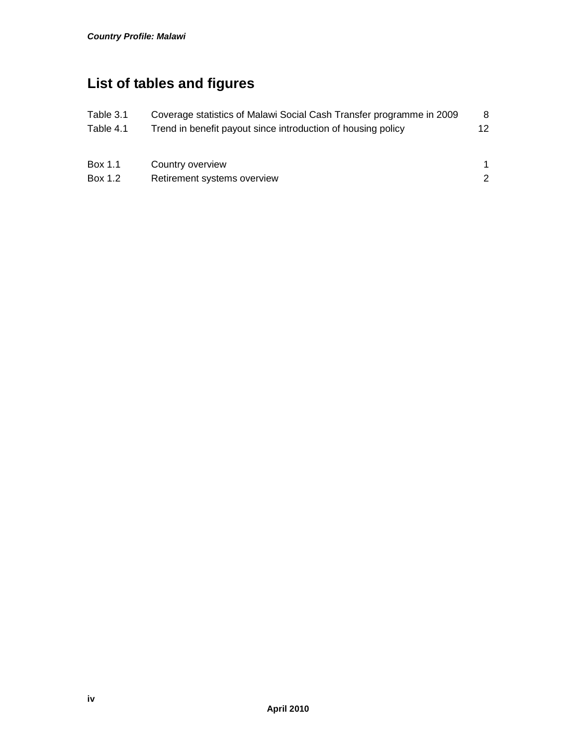## List of tables and figures

| | | |
|---|---|---|
| Table 3.1 | Coverage statistics of Malawi Social Cash Transfer programme in 2009 | 8 |
| Table 4.1 | Trend in benefit payout since introduction of housing policy | 12 |

| | | |
|---|---|---|
| Box 1.1 | Country overview | 1 |
| Box 1.2 | Retirement systems overview | 2 |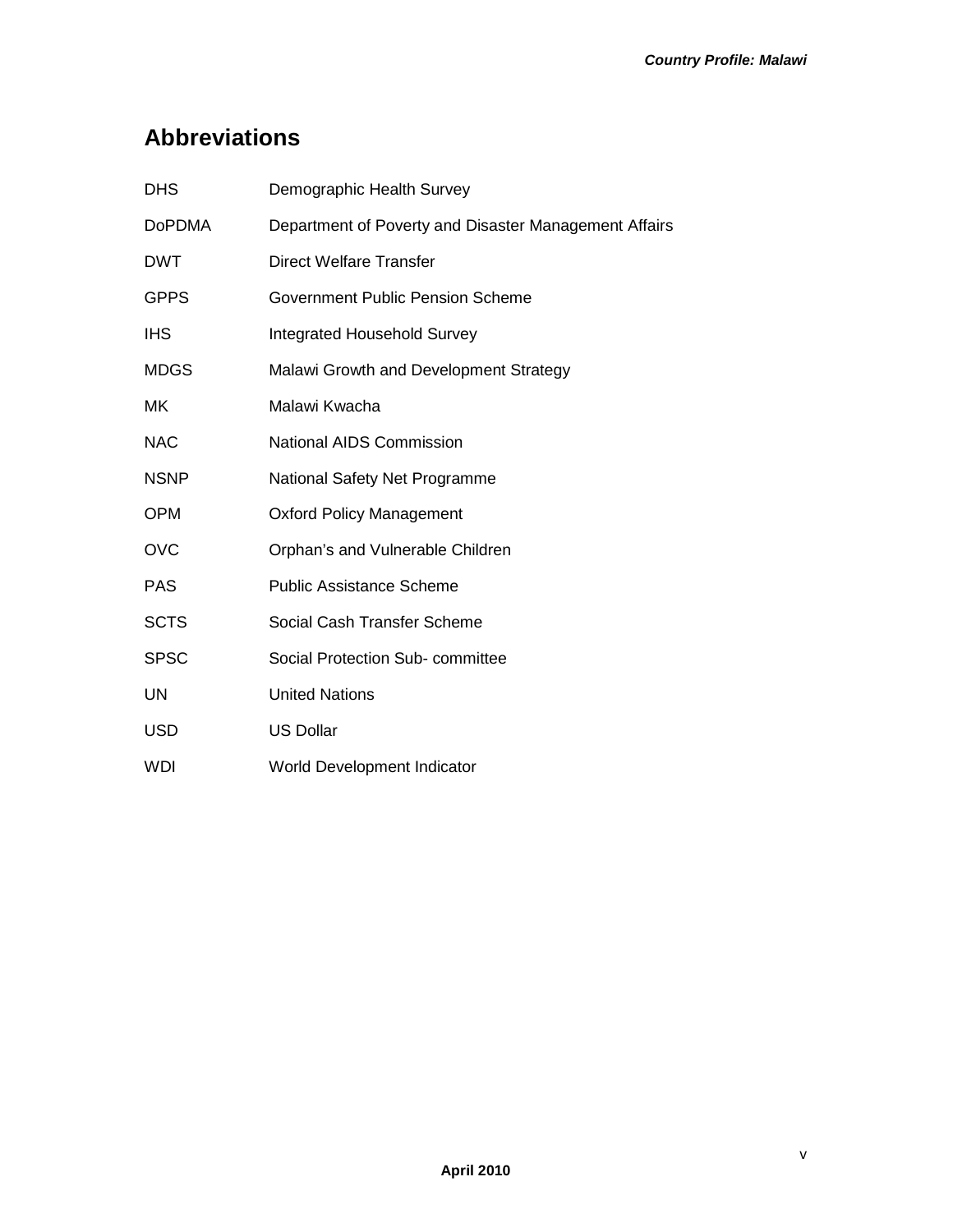## Abbreviations

| | |
|---|---|
| DHS | Demographic Health Survey |
| DoPDMA | Department of Poverty and Disaster Management Affairs |
| DWT | Direct Welfare Transfer |
| GPPS | Government Public Pension Scheme |
| IHS | Integrated Household Survey |
| MDGS | Malawi Growth and Development Strategy |
| MK | Malawi Kwacha |
| NAC | National AIDS Commission |
| NSNP | National Safety Net Programme |
| OPM | Oxford Policy Management |
| OVC | Orphan's and Vulnerable Children |
| PAS | Public Assistance Scheme |
| SCTS | Social Cash Transfer Scheme |
| SPSC | Social Protection Sub- committee |
| UN | United Nations |
| USD | US Dollar |
| WDI | World Development Indicator |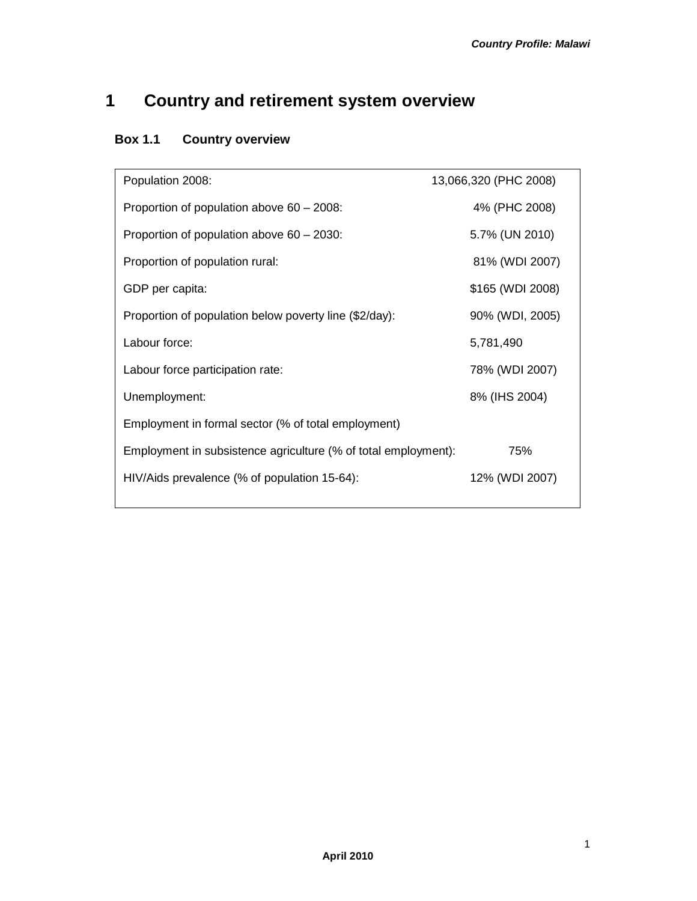# 1 Country and retirement system overview

## Box 1.1 Country overview

| | |
|---|---|
| Population 2008: | 13,066,320 (PHC 2008) |
| Proportion of population above 60 – 2008: | 4% (PHC 2008) |
| Proportion of population above 60 – 2030: | 5.7% (UN 2010) |
| Proportion of population rural: | 81% (WDI 2007) |
| GDP per capita: | $165 (WDI 2008) |
| Proportion of population below poverty line ($2/day): | 90% (WDI, 2005) |
| Labour force: | 5,781,490 |
| Labour force participation rate: | 78% (WDI 2007) |
| Unemployment: | 8% (IHS 2004) |
| Employment in formal sector (% of total employment) | |
| Employment in subsistence agriculture (% of total employment): | 75% |
| HIV/Aids prevalence (% of population 15-64): | 12% (WDI 2007) |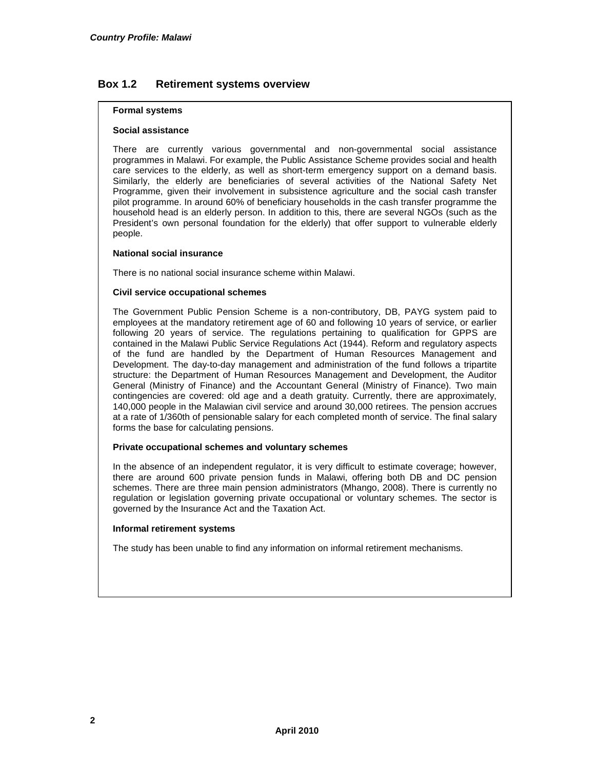## Box 1.2 Retirement systems overview

**Formal systems**

**Social assistance**

There are currently various governmental and non-governmental social assistance programmes in Malawi. For example, the Public Assistance Scheme provides social and health care services to the elderly, as well as short-term emergency support on a demand basis. Similarly, the elderly are beneficiaries of several activities of the National Safety Net Programme, given their involvement in subsistence agriculture and the social cash transfer pilot programme. In around 60% of beneficiary households in the cash transfer programme the household head is an elderly person. In addition to this, there are several NGOs (such as the President's own personal foundation for the elderly) that offer support to vulnerable elderly people.

**National social insurance**

There is no national social insurance scheme within Malawi.

**Civil service occupational schemes**

The Government Public Pension Scheme is a non-contributory, DB, PAYG system paid to employees at the mandatory retirement age of 60 and following 10 years of service, or earlier following 20 years of service. The regulations pertaining to qualification for GPPS are contained in the Malawi Public Service Regulations Act (1944). Reform and regulatory aspects of the fund are handled by the Department of Human Resources Management and Development. The day-to-day management and administration of the fund follows a tripartite structure: the Department of Human Resources Management and Development, the Auditor General (Ministry of Finance) and the Accountant General (Ministry of Finance). Two main contingencies are covered: old age and a death gratuity. Currently, there are approximately, 140,000 people in the Malawian civil service and around 30,000 retirees. The pension accrues at a rate of 1/360th of pensionable salary for each completed month of service. The final salary forms the base for calculating pensions.

**Private occupational schemes and voluntary schemes**

In the absence of an independent regulator, it is very difficult to estimate coverage; however, there are around 600 private pension funds in Malawi, offering both DB and DC pension schemes. There are three main pension administrators (Mhango, 2008). There is currently no regulation or legislation governing private occupational or voluntary schemes. The sector is governed by the Insurance Act and the Taxation Act.

**Informal retirement systems**

The study has been unable to find any information on informal retirement mechanisms.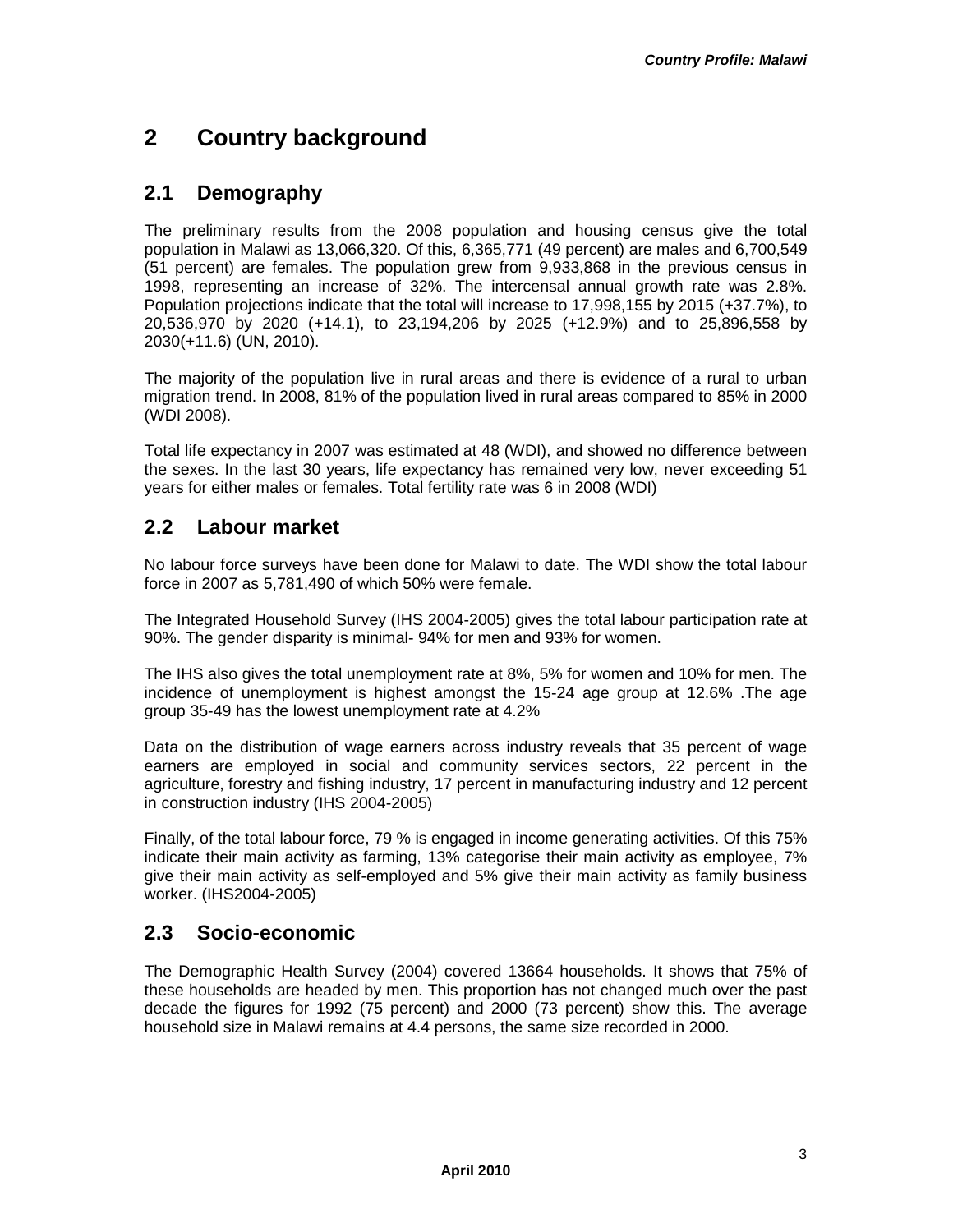# 2 Country background

## 2.1 Demography

The preliminary results from the 2008 population and housing census give the total population in Malawi as 13,066,320. Of this, 6,365,771 (49 percent) are males and 6,700,549 (51 percent) are females. The population grew from 9,933,868 in the previous census in 1998, representing an increase of 32%. The intercensal annual growth rate was 2.8%. Population projections indicate that the total will increase to 17,998,155 by 2015 (+37.7%), to 20,536,970 by 2020 (+14.1), to 23,194,206 by 2025 (+12.9%) and to 25,896,558 by 2030(+11.6) (UN, 2010).

The majority of the population live in rural areas and there is evidence of a rural to urban migration trend. In 2008, 81% of the population lived in rural areas compared to 85% in 2000 (WDI 2008).

Total life expectancy in 2007 was estimated at 48 (WDI), and showed no difference between the sexes. In the last 30 years, life expectancy has remained very low, never exceeding 51 years for either males or females. Total fertility rate was 6 in 2008 (WDI)

## 2.2 Labour market

No labour force surveys have been done for Malawi to date. The WDI show the total labour force in 2007 as 5,781,490 of which 50% were female.

The Integrated Household Survey (IHS 2004-2005) gives the total labour participation rate at 90%. The gender disparity is minimal- 94% for men and 93% for women.

The IHS also gives the total unemployment rate at 8%, 5% for women and 10% for men. The incidence of unemployment is highest amongst the 15-24 age group at 12.6% .The age group 35-49 has the lowest unemployment rate at 4.2%

Data on the distribution of wage earners across industry reveals that 35 percent of wage earners are employed in social and community services sectors, 22 percent in the agriculture, forestry and fishing industry, 17 percent in manufacturing industry and 12 percent in construction industry (IHS 2004-2005)

Finally, of the total labour force, 79 % is engaged in income generating activities. Of this 75% indicate their main activity as farming, 13% categorise their main activity as employee, 7% give their main activity as self-employed and 5% give their main activity as family business worker. (IHS2004-2005)

## 2.3 Socio-economic

The Demographic Health Survey (2004) covered 13664 households. It shows that 75% of these households are headed by men. This proportion has not changed much over the past decade the figures for 1992 (75 percent) and 2000 (73 percent) show this. The average household size in Malawi remains at 4.4 persons, the same size recorded in 2000.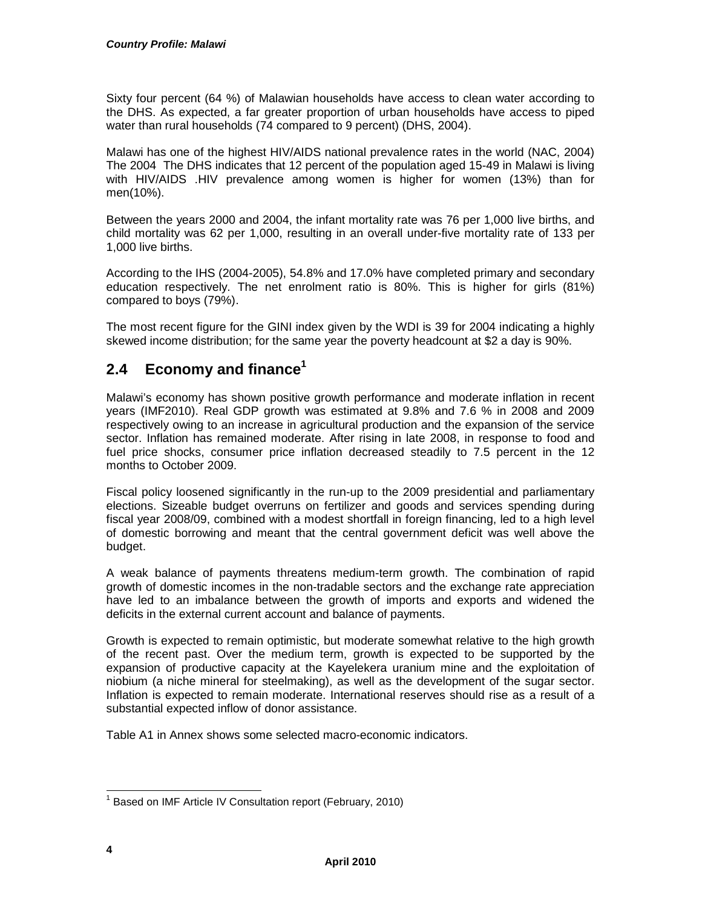Sixty four percent (64 %) of Malawian households have access to clean water according to the DHS. As expected, a far greater proportion of urban households have access to piped water than rural households (74 compared to 9 percent) (DHS, 2004).

Malawi has one of the highest HIV/AIDS national prevalence rates in the world (NAC, 2004) The 2004 The DHS indicates that 12 percent of the population aged 15-49 in Malawi is living with HIV/AIDS .HIV prevalence among women is higher for women (13%) than for men(10%).

Between the years 2000 and 2004, the infant mortality rate was 76 per 1,000 live births, and child mortality was 62 per 1,000, resulting in an overall under-five mortality rate of 133 per 1,000 live births.

According to the IHS (2004-2005), 54.8% and 17.0% have completed primary and secondary education respectively. The net enrolment ratio is 80%. This is higher for girls (81%) compared to boys (79%).

The most recent figure for the GINI index given by the WDI is 39 for 2004 indicating a highly skewed income distribution; for the same year the poverty headcount at $2 a day is 90%.

## 2.4 Economy and finance[1]

Malawi's economy has shown positive growth performance and moderate inflation in recent years (IMF2010). Real GDP growth was estimated at 9.8% and 7.6 % in 2008 and 2009 respectively owing to an increase in agricultural production and the expansion of the service sector. Inflation has remained moderate. After rising in late 2008, in response to food and fuel price shocks, consumer price inflation decreased steadily to 7.5 percent in the 12 months to October 2009.

Fiscal policy loosened significantly in the run-up to the 2009 presidential and parliamentary elections. Sizeable budget overruns on fertilizer and goods and services spending during fiscal year 2008/09, combined with a modest shortfall in foreign financing, led to a high level of domestic borrowing and meant that the central government deficit was well above the budget.

A weak balance of payments threatens medium-term growth. The combination of rapid growth of domestic incomes in the non-tradable sectors and the exchange rate appreciation have led to an imbalance between the growth of imports and exports and widened the deficits in the external current account and balance of payments.

Growth is expected to remain optimistic, but moderate somewhat relative to the high growth of the recent past. Over the medium term, growth is expected to be supported by the expansion of productive capacity at the Kayelekera uranium mine and the exploitation of niobium (a niche mineral for steelmaking), as well as the development of the sugar sector. Inflation is expected to remain moderate. International reserves should rise as a result of a substantial expected inflow of donor assistance.

Table A1 in Annex shows some selected macro-economic indicators.

---

[1] Based on IMF Article IV Consultation report (February, 2010)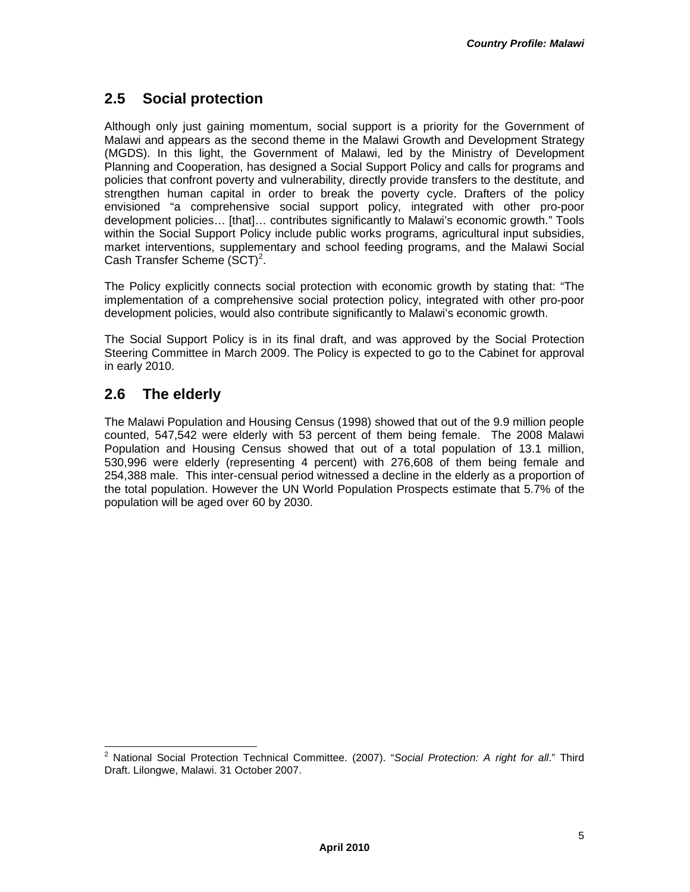## 2.5 Social protection

Although only just gaining momentum, social support is a priority for the Government of Malawi and appears as the second theme in the Malawi Growth and Development Strategy (MGDS). In this light, the Government of Malawi, led by the Ministry of Development Planning and Cooperation, has designed a Social Support Policy and calls for programs and policies that confront poverty and vulnerability, directly provide transfers to the destitute, and strengthen human capital in order to break the poverty cycle. Drafters of the policy envisioned "a comprehensive social support policy, integrated with other pro-poor development policies… [that]… contributes significantly to Malawi's economic growth." Tools within the Social Support Policy include public works programs, agricultural input subsidies, market interventions, supplementary and school feeding programs, and the Malawi Social Cash Transfer Scheme (SCT)[2].

The Policy explicitly connects social protection with economic growth by stating that: "The implementation of a comprehensive social protection policy, integrated with other pro-poor development policies, would also contribute significantly to Malawi's economic growth.

The Social Support Policy is in its final draft, and was approved by the Social Protection Steering Committee in March 2009. The Policy is expected to go to the Cabinet for approval in early 2010.

## 2.6 The elderly

The Malawi Population and Housing Census (1998) showed that out of the 9.9 million people counted, 547,542 were elderly with 53 percent of them being female. The 2008 Malawi Population and Housing Census showed that out of a total population of 13.1 million, 530,996 were elderly (representing 4 percent) with 276,608 of them being female and 254,388 male. This inter-censual period witnessed a decline in the elderly as a proportion of the total population. However the UN World Population Prospects estimate that 5.7% of the population will be aged over 60 by 2030.

---

[2] National Social Protection Technical Committee. (2007). "*Social Protection: A right for all*." Third Draft. Lilongwe, Malawi. 31 October 2007.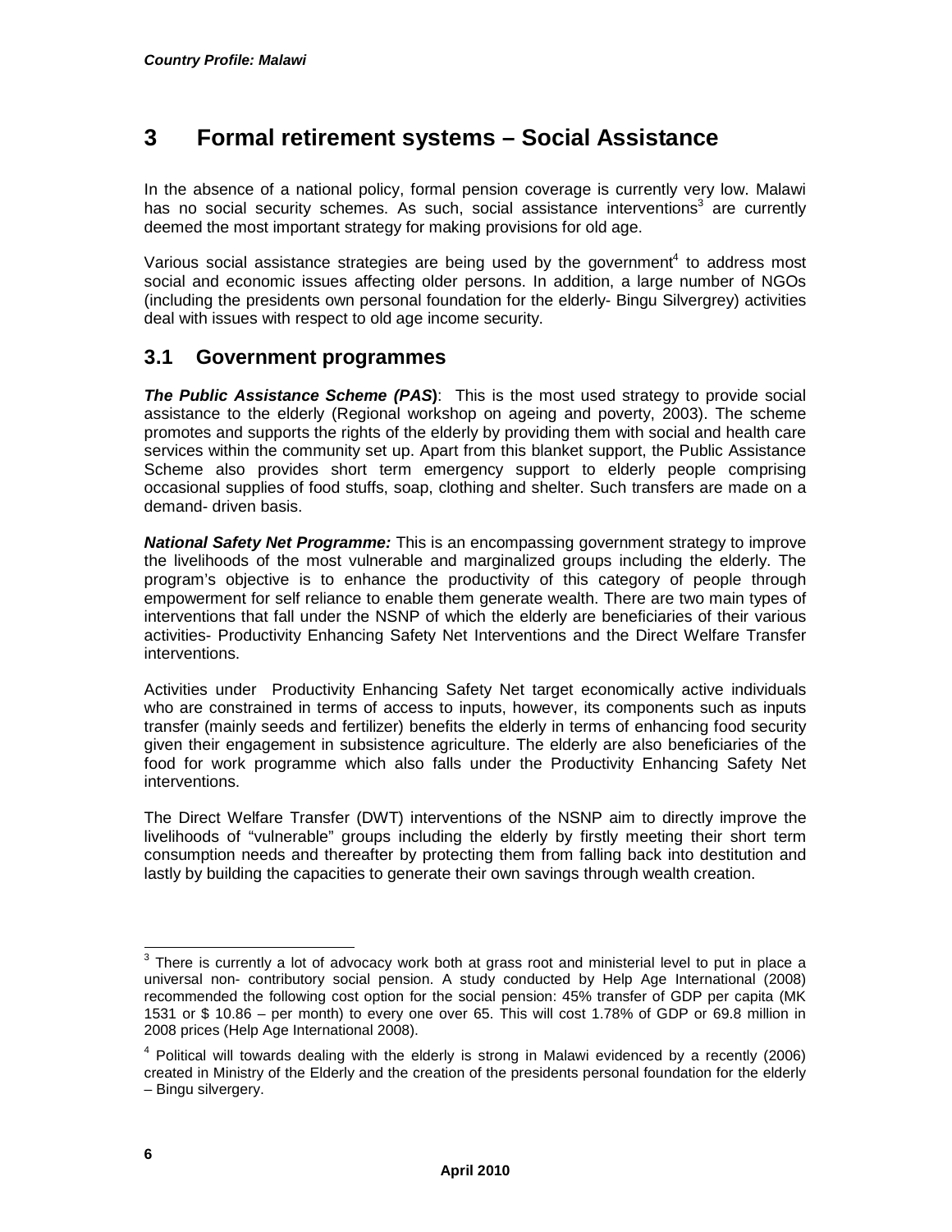# 3 Formal retirement systems – Social Assistance

In the absence of a national policy, formal pension coverage is currently very low. Malawi has no social security schemes. As such, social assistance interventions[3] are currently deemed the most important strategy for making provisions for old age.

Various social assistance strategies are being used by the government[4] to address most social and economic issues affecting older persons. In addition, a large number of NGOs (including the presidents own personal foundation for the elderly- Bingu Silvergrey) activities deal with issues with respect to old age income security.

## 3.1 Government programmes

***The Public Assistance Scheme (PAS)***: This is the most used strategy to provide social assistance to the elderly (Regional workshop on ageing and poverty, 2003). The scheme promotes and supports the rights of the elderly by providing them with social and health care services within the community set up. Apart from this blanket support, the Public Assistance Scheme also provides short term emergency support to elderly people comprising occasional supplies of food stuffs, soap, clothing and shelter. Such transfers are made on a demand- driven basis.

***National Safety Net Programme:*** This is an encompassing government strategy to improve the livelihoods of the most vulnerable and marginalized groups including the elderly. The program's objective is to enhance the productivity of this category of people through empowerment for self reliance to enable them generate wealth. There are two main types of interventions that fall under the NSNP of which the elderly are beneficiaries of their various activities- Productivity Enhancing Safety Net Interventions and the Direct Welfare Transfer interventions.

Activities under Productivity Enhancing Safety Net target economically active individuals who are constrained in terms of access to inputs, however, its components such as inputs transfer (mainly seeds and fertilizer) benefits the elderly in terms of enhancing food security given their engagement in subsistence agriculture. The elderly are also beneficiaries of the food for work programme which also falls under the Productivity Enhancing Safety Net interventions.

The Direct Welfare Transfer (DWT) interventions of the NSNP aim to directly improve the livelihoods of "vulnerable" groups including the elderly by firstly meeting their short term consumption needs and thereafter by protecting them from falling back into destitution and lastly by building the capacities to generate their own savings through wealth creation.

---

[3] There is currently a lot of advocacy work both at grass root and ministerial level to put in place a universal non- contributory social pension. A study conducted by Help Age International (2008) recommended the following cost option for the social pension: 45% transfer of GDP per capita (MK 1531 or $ 10.86 – per month) to every one over 65. This will cost 1.78% of GDP or 69.8 million in 2008 prices (Help Age International 2008).

[4] Political will towards dealing with the elderly is strong in Malawi evidenced by a recently (2006) created in Ministry of the Elderly and the creation of the presidents personal foundation for the elderly – Bingu silvergery.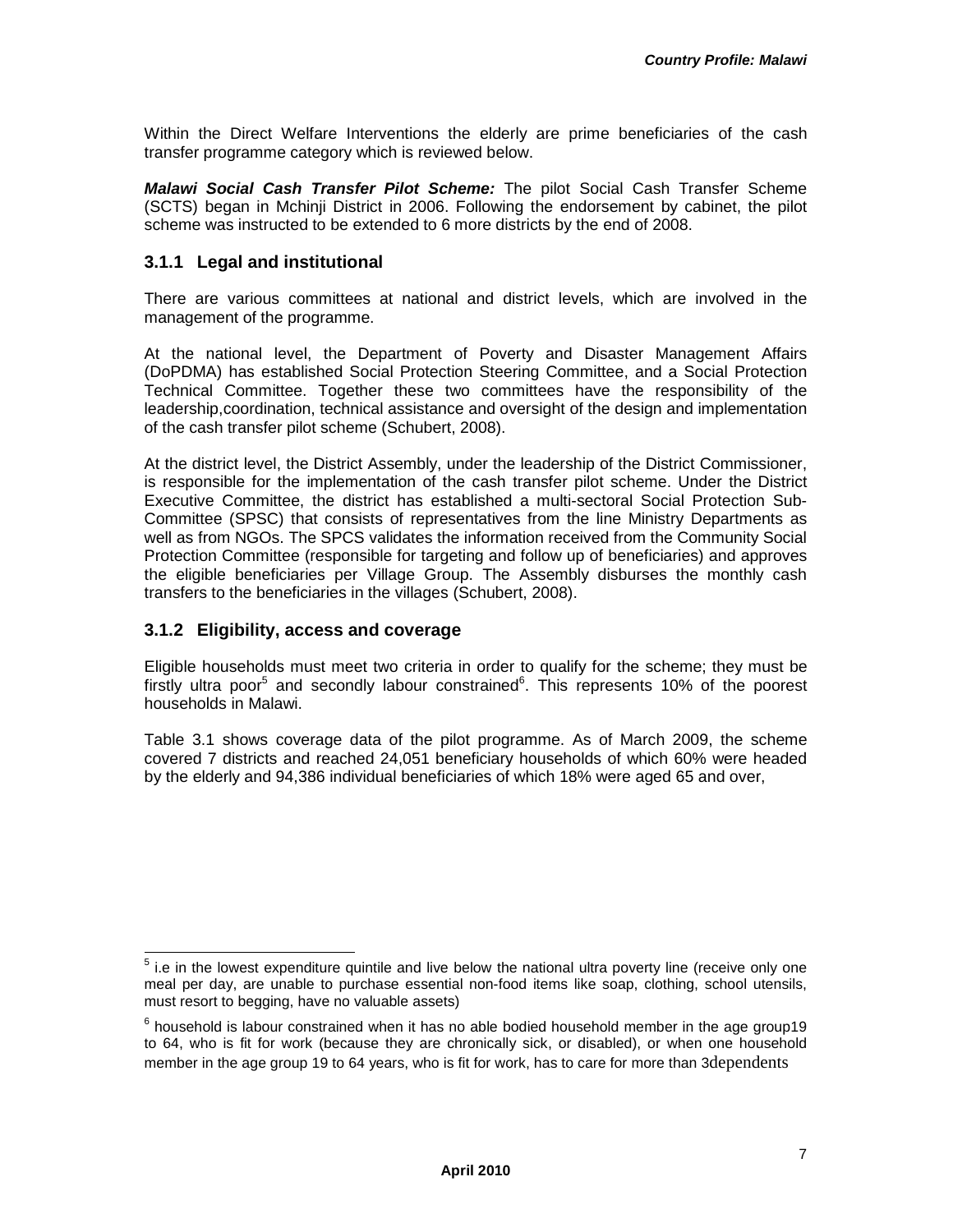Within the Direct Welfare Interventions the elderly are prime beneficiaries of the cash transfer programme category which is reviewed below.

***Malawi Social Cash Transfer Pilot Scheme:*** The pilot Social Cash Transfer Scheme (SCTS) began in Mchinji District in 2006. Following the endorsement by cabinet, the pilot scheme was instructed to be extended to 6 more districts by the end of 2008.

### 3.1.1 Legal and institutional

There are various committees at national and district levels, which are involved in the management of the programme.

At the national level, the Department of Poverty and Disaster Management Affairs (DoPDMA) has established Social Protection Steering Committee, and a Social Protection Technical Committee. Together these two committees have the responsibility of the leadership,coordination, technical assistance and oversight of the design and implementation of the cash transfer pilot scheme (Schubert, 2008).

At the district level, the District Assembly, under the leadership of the District Commissioner, is responsible for the implementation of the cash transfer pilot scheme. Under the District Executive Committee, the district has established a multi-sectoral Social Protection Sub-Committee (SPSC) that consists of representatives from the line Ministry Departments as well as from NGOs. The SPCS validates the information received from the Community Social Protection Committee (responsible for targeting and follow up of beneficiaries) and approves the eligible beneficiaries per Village Group. The Assembly disburses the monthly cash transfers to the beneficiaries in the villages (Schubert, 2008).

### 3.1.2 Eligibility, access and coverage

Eligible households must meet two criteria in order to qualify for the scheme; they must be firstly ultra poor[5] and secondly labour constrained[6]. This represents 10% of the poorest households in Malawi.

Table 3.1 shows coverage data of the pilot programme. As of March 2009, the scheme covered 7 districts and reached 24,051 beneficiary households of which 60% were headed by the elderly and 94,386 individual beneficiaries of which 18% were aged 65 and over,

---

[5] i.e in the lowest expenditure quintile and live below the national ultra poverty line (receive only one meal per day, are unable to purchase essential non-food items like soap, clothing, school utensils, must resort to begging, have no valuable assets)

[6] household is labour constrained when it has no able bodied household member in the age group19 to 64, who is fit for work (because they are chronically sick, or disabled), or when one household member in the age group 19 to 64 years, who is fit for work, has to care for more than 3dependents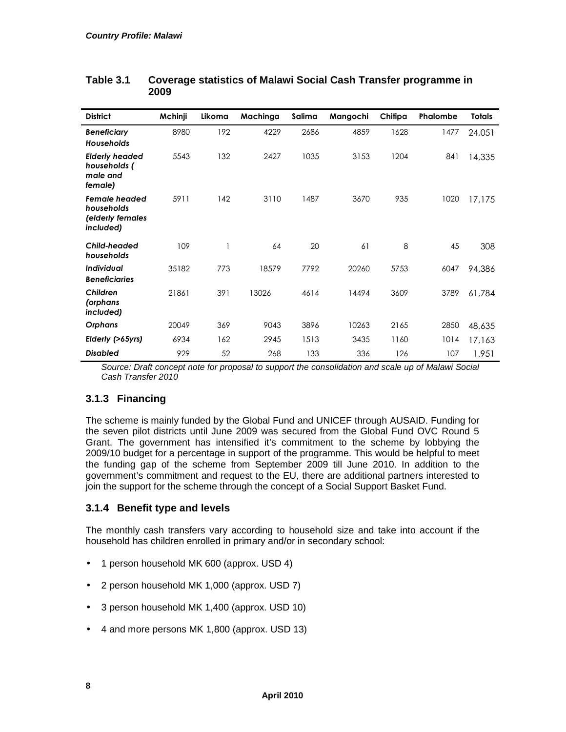**Table 3.1 Coverage statistics of Malawi Social Cash Transfer programme in 2009**

| District | Mchinji | Likoma | Machinga | Salima | Mangochi | Chitipa | Phalombe | Totals |
|---|---|---|---|---|---|---|---|---|
| *Beneficiary Households* | 8980 | 192 | 4229 | 2686 | 4859 | 1628 | 1477 | 24,051 |
| *Elderly headed households ( male and female)* | 5543 | 132 | 2427 | 1035 | 3153 | 1204 | 841 | 14,335 |
| *Female headed households (elderly females included)* | 5911 | 142 | 3110 | 1487 | 3670 | 935 | 1020 | 17,175 |
| *Child-headed households* | 109 | 1 | 64 | 20 | 61 | 8 | 45 | 308 |
| *Individual Beneficiaries* | 35182 | 773 | 18579 | 7792 | 20260 | 5753 | 6047 | 94,386 |
| *Children (orphans included)* | 21861 | 391 | 13026 | 4614 | 14494 | 3609 | 3789 | 61,784 |
| *Orphans* | 20049 | 369 | 9043 | 3896 | 10263 | 2165 | 2850 | 48,635 |
| *Elderly (>65yrs)* | 6934 | 162 | 2945 | 1513 | 3435 | 1160 | 1014 | 17,163 |
| *Disabled* | 929 | 52 | 268 | 133 | 336 | 126 | 107 | 1,951 |

*Source: Draft concept note for proposal to support the consolidation and scale up of Malawi Social Cash Transfer 2010*

### 3.1.3 Financing

The scheme is mainly funded by the Global Fund and UNICEF through AUSAID. Funding for the seven pilot districts until June 2009 was secured from the Global Fund OVC Round 5 Grant. The government has intensified it's commitment to the scheme by lobbying the 2009/10 budget for a percentage in support of the programme. This would be helpful to meet the funding gap of the scheme from September 2009 till June 2010. In addition to the government's commitment and request to the EU, there are additional partners interested to join the support for the scheme through the concept of a Social Support Basket Fund.

### 3.1.4 Benefit type and levels

The monthly cash transfers vary according to household size and take into account if the household has children enrolled in primary and/or in secondary school:

- 1 person household MK 600 (approx. USD 4)
- 2 person household MK 1,000 (approx. USD 7)
- 3 person household MK 1,400 (approx. USD 10)
- 4 and more persons MK 1,800 (approx. USD 13)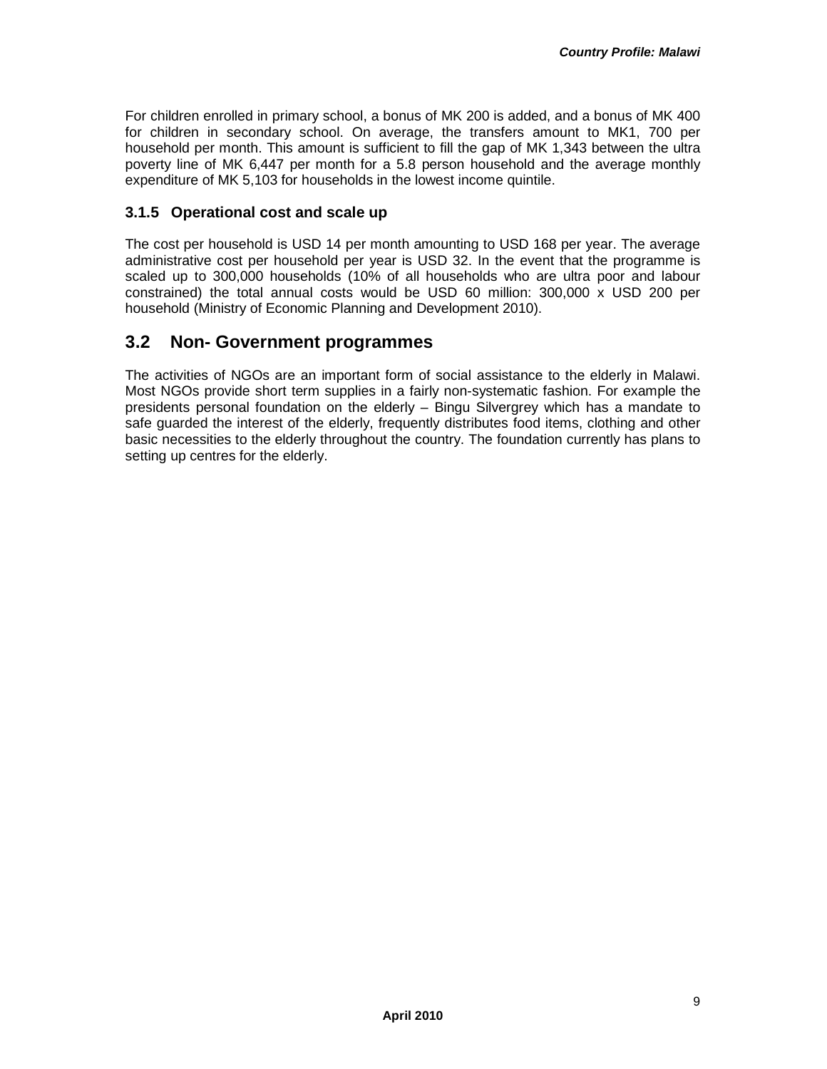For children enrolled in primary school, a bonus of MK 200 is added, and a bonus of MK 400 for children in secondary school. On average, the transfers amount to MK1, 700 per household per month. This amount is sufficient to fill the gap of MK 1,343 between the ultra poverty line of MK 6,447 per month for a 5.8 person household and the average monthly expenditure of MK 5,103 for households in the lowest income quintile.

### 3.1.5 Operational cost and scale up

The cost per household is USD 14 per month amounting to USD 168 per year. The average administrative cost per household per year is USD 32. In the event that the programme is scaled up to 300,000 households (10% of all households who are ultra poor and labour constrained) the total annual costs would be USD 60 million: 300,000 x USD 200 per household (Ministry of Economic Planning and Development 2010).

## 3.2 Non- Government programmes

The activities of NGOs are an important form of social assistance to the elderly in Malawi. Most NGOs provide short term supplies in a fairly non-systematic fashion. For example the presidents personal foundation on the elderly – Bingu Silvergrey which has a mandate to safe guarded the interest of the elderly, frequently distributes food items, clothing and other basic necessities to the elderly throughout the country. The foundation currently has plans to setting up centres for the elderly.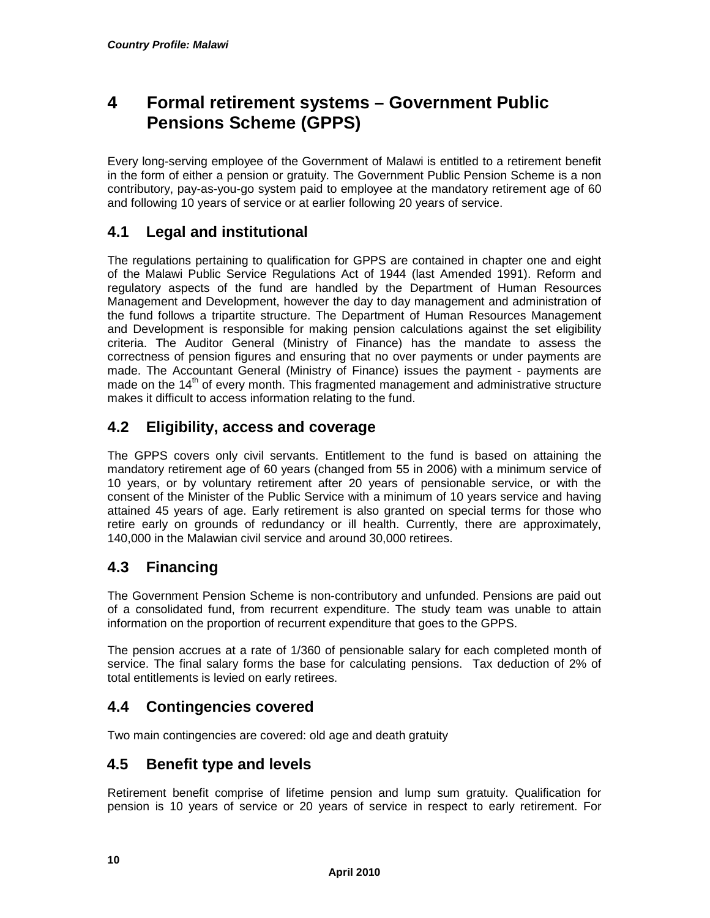# 4 Formal retirement systems – Government Public Pensions Scheme (GPPS)

Every long-serving employee of the Government of Malawi is entitled to a retirement benefit in the form of either a pension or gratuity. The Government Public Pension Scheme is a non contributory, pay-as-you-go system paid to employee at the mandatory retirement age of 60 and following 10 years of service or at earlier following 20 years of service.

## 4.1 Legal and institutional

The regulations pertaining to qualification for GPPS are contained in chapter one and eight of the Malawi Public Service Regulations Act of 1944 (last Amended 1991). Reform and regulatory aspects of the fund are handled by the Department of Human Resources Management and Development, however the day to day management and administration of the fund follows a tripartite structure. The Department of Human Resources Management and Development is responsible for making pension calculations against the set eligibility criteria. The Auditor General (Ministry of Finance) has the mandate to assess the correctness of pension figures and ensuring that no over payments or under payments are made. The Accountant General (Ministry of Finance) issues the payment - payments are made on the 14th of every month. This fragmented management and administrative structure makes it difficult to access information relating to the fund.

## 4.2 Eligibility, access and coverage

The GPPS covers only civil servants. Entitlement to the fund is based on attaining the mandatory retirement age of 60 years (changed from 55 in 2006) with a minimum service of 10 years, or by voluntary retirement after 20 years of pensionable service, or with the consent of the Minister of the Public Service with a minimum of 10 years service and having attained 45 years of age. Early retirement is also granted on special terms for those who retire early on grounds of redundancy or ill health. Currently, there are approximately, 140,000 in the Malawian civil service and around 30,000 retirees.

## 4.3 Financing

The Government Pension Scheme is non-contributory and unfunded. Pensions are paid out of a consolidated fund, from recurrent expenditure. The study team was unable to attain information on the proportion of recurrent expenditure that goes to the GPPS.

The pension accrues at a rate of 1/360 of pensionable salary for each completed month of service. The final salary forms the base for calculating pensions. Tax deduction of 2% of total entitlements is levied on early retirees.

## 4.4 Contingencies covered

Two main contingencies are covered: old age and death gratuity

## 4.5 Benefit type and levels

Retirement benefit comprise of lifetime pension and lump sum gratuity. Qualification for pension is 10 years of service or 20 years of service in respect to early retirement. For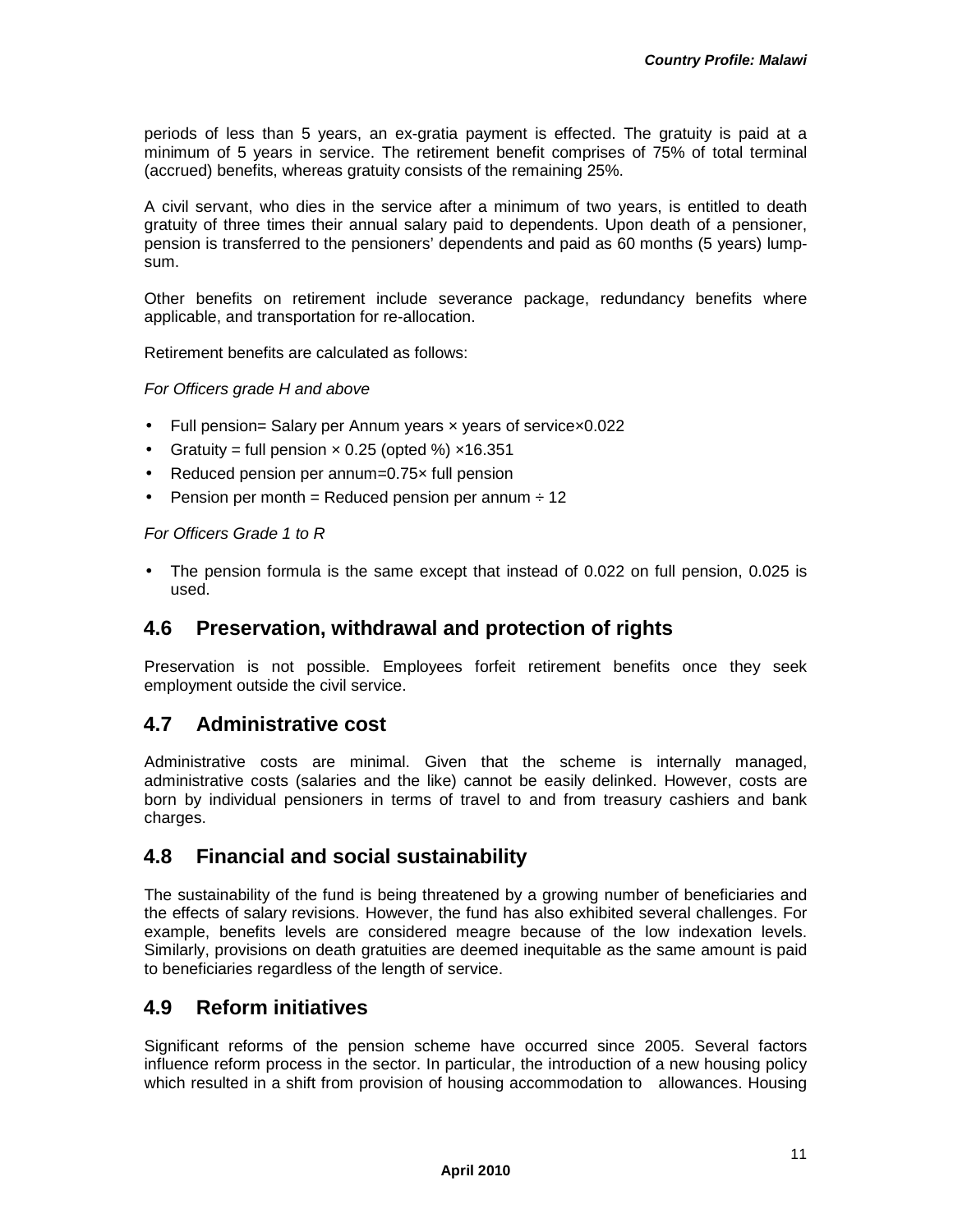periods of less than 5 years, an ex-gratia payment is effected. The gratuity is paid at a minimum of 5 years in service. The retirement benefit comprises of 75% of total terminal (accrued) benefits, whereas gratuity consists of the remaining 25%.

A civil servant, who dies in the service after a minimum of two years, is entitled to death gratuity of three times their annual salary paid to dependents. Upon death of a pensioner, pension is transferred to the pensioners' dependents and paid as 60 months (5 years) lump-sum.

Other benefits on retirement include severance package, redundancy benefits where applicable, and transportation for re-allocation.

Retirement benefits are calculated as follows:

*For Officers grade H and above*

- Full pension= Salary per Annum years × years of service×0.022
- Gratuity = full pension × 0.25 (opted %) ×16.351
- Reduced pension per annum=0.75× full pension
- Pension per month = Reduced pension per annum ÷ 12

*For Officers Grade 1 to R*

- The pension formula is the same except that instead of 0.022 on full pension, 0.025 is used.

## 4.6 Preservation, withdrawal and protection of rights

Preservation is not possible. Employees forfeit retirement benefits once they seek employment outside the civil service.

## 4.7 Administrative cost

Administrative costs are minimal. Given that the scheme is internally managed, administrative costs (salaries and the like) cannot be easily delinked. However, costs are born by individual pensioners in terms of travel to and from treasury cashiers and bank charges.

## 4.8 Financial and social sustainability

The sustainability of the fund is being threatened by a growing number of beneficiaries and the effects of salary revisions. However, the fund has also exhibited several challenges. For example, benefits levels are considered meagre because of the low indexation levels. Similarly, provisions on death gratuities are deemed inequitable as the same amount is paid to beneficiaries regardless of the length of service.

## 4.9 Reform initiatives

Significant reforms of the pension scheme have occurred since 2005. Several factors influence reform process in the sector. In particular, the introduction of a new housing policy which resulted in a shift from provision of housing accommodation to allowances. Housing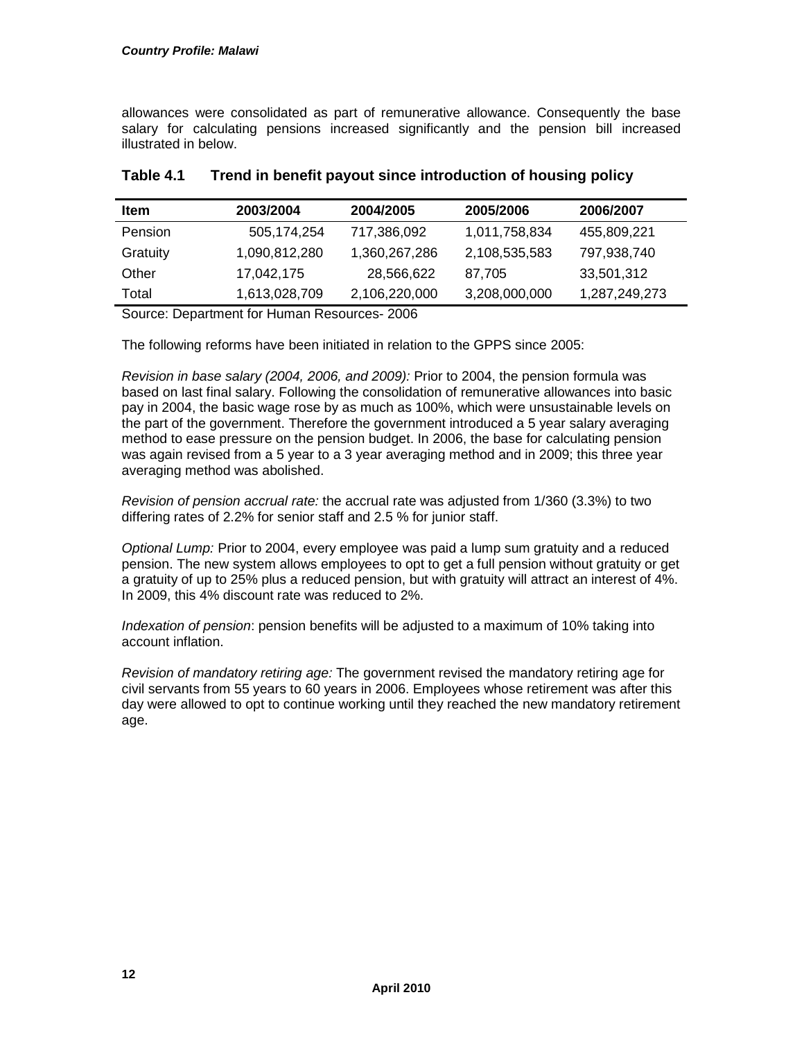allowances were consolidated as part of remunerative allowance. Consequently the base salary for calculating pensions increased significantly and the pension bill increased illustrated in below.

**Table 4.1 Trend in benefit payout since introduction of housing policy**

| Item | 2003/2004 | 2004/2005 | 2005/2006 | 2006/2007 |
|---|---|---|---|---|
| Pension | 505,174,254 | 717,386,092 | 1,011,758,834 | 455,809,221 |
| Gratuity | 1,090,812,280 | 1,360,267,286 | 2,108,535,583 | 797,938,740 |
| Other | 17,042,175 | 28,566,622 | 87,705 | 33,501,312 |
| Total | 1,613,028,709 | 2,106,220,000 | 3,208,000,000 | 1,287,249,273 |

Source: Department for Human Resources- 2006

The following reforms have been initiated in relation to the GPPS since 2005:

*Revision in base salary (2004, 2006, and 2009):* Prior to 2004, the pension formula was based on last final salary. Following the consolidation of remunerative allowances into basic pay in 2004, the basic wage rose by as much as 100%, which were unsustainable levels on the part of the government. Therefore the government introduced a 5 year salary averaging method to ease pressure on the pension budget. In 2006, the base for calculating pension was again revised from a 5 year to a 3 year averaging method and in 2009; this three year averaging method was abolished.

*Revision of pension accrual rate:* the accrual rate was adjusted from 1/360 (3.3%) to two differing rates of 2.2% for senior staff and 2.5 % for junior staff.

*Optional Lump:* Prior to 2004, every employee was paid a lump sum gratuity and a reduced pension. The new system allows employees to opt to get a full pension without gratuity or get a gratuity of up to 25% plus a reduced pension, but with gratuity will attract an interest of 4%. In 2009, this 4% discount rate was reduced to 2%.

*Indexation of pension*: pension benefits will be adjusted to a maximum of 10% taking into account inflation.

*Revision of mandatory retiring age:* The government revised the mandatory retiring age for civil servants from 55 years to 60 years in 2006. Employees whose retirement was after this day were allowed to opt to continue working until they reached the new mandatory retirement age.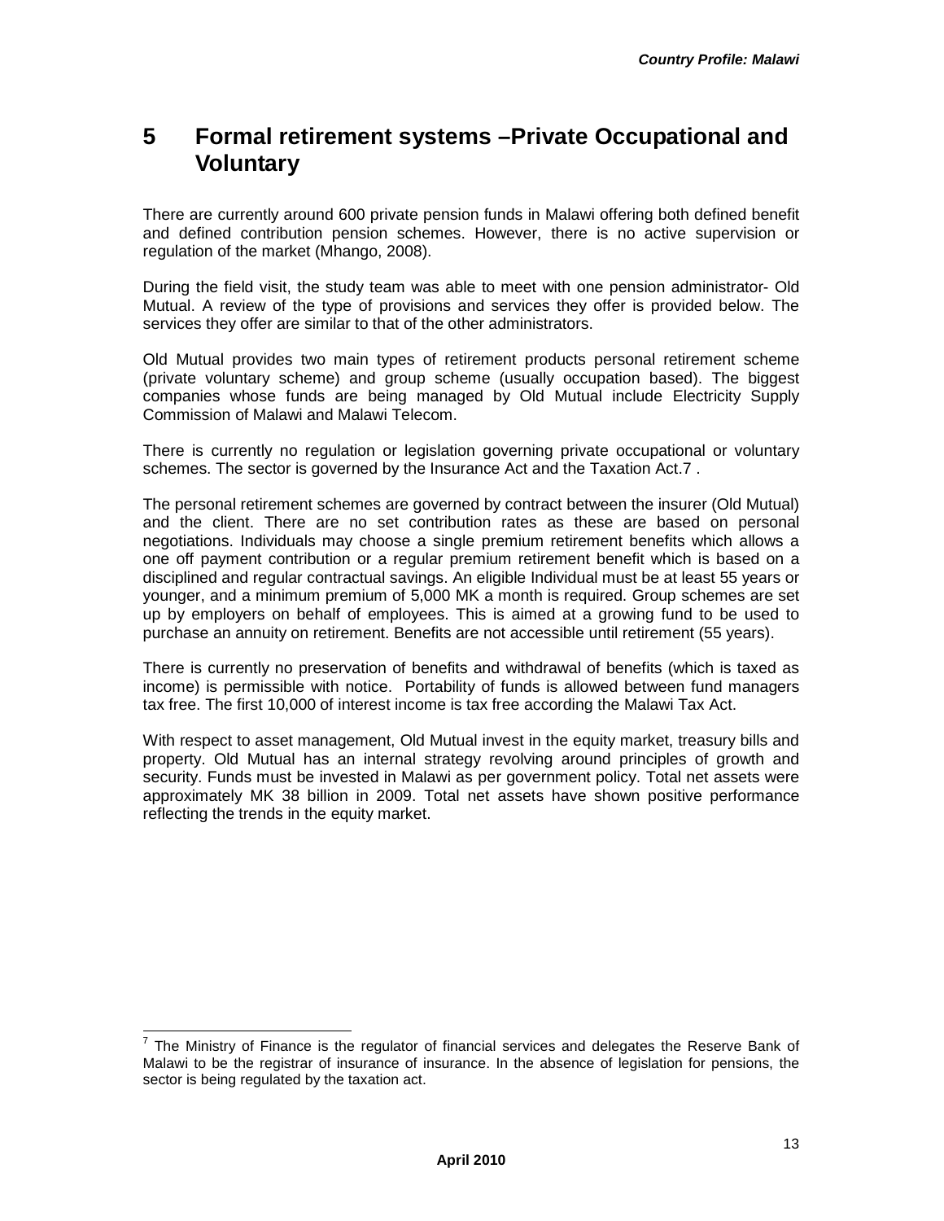# 5 Formal retirement systems –Private Occupational and Voluntary

There are currently around 600 private pension funds in Malawi offering both defined benefit and defined contribution pension schemes. However, there is no active supervision or regulation of the market (Mhango, 2008).

During the field visit, the study team was able to meet with one pension administrator- Old Mutual. A review of the type of provisions and services they offer is provided below. The services they offer are similar to that of the other administrators.

Old Mutual provides two main types of retirement products personal retirement scheme (private voluntary scheme) and group scheme (usually occupation based). The biggest companies whose funds are being managed by Old Mutual include Electricity Supply Commission of Malawi and Malawi Telecom.

There is currently no regulation or legislation governing private occupational or voluntary schemes. The sector is governed by the Insurance Act and the Taxation Act.[7] .

The personal retirement schemes are governed by contract between the insurer (Old Mutual) and the client. There are no set contribution rates as these are based on personal negotiations. Individuals may choose a single premium retirement benefits which allows a one off payment contribution or a regular premium retirement benefit which is based on a disciplined and regular contractual savings. An eligible Individual must be at least 55 years or younger, and a minimum premium of 5,000 MK a month is required. Group schemes are set up by employers on behalf of employees. This is aimed at a growing fund to be used to purchase an annuity on retirement. Benefits are not accessible until retirement (55 years).

There is currently no preservation of benefits and withdrawal of benefits (which is taxed as income) is permissible with notice. Portability of funds is allowed between fund managers tax free. The first 10,000 of interest income is tax free according the Malawi Tax Act.

With respect to asset management, Old Mutual invest in the equity market, treasury bills and property. Old Mutual has an internal strategy revolving around principles of growth and security. Funds must be invested in Malawi as per government policy. Total net assets were approximately MK 38 billion in 2009. Total net assets have shown positive performance reflecting the trends in the equity market.

---

[7] The Ministry of Finance is the regulator of financial services and delegates the Reserve Bank of Malawi to be the registrar of insurance of insurance. In the absence of legislation for pensions, the sector is being regulated by the taxation act.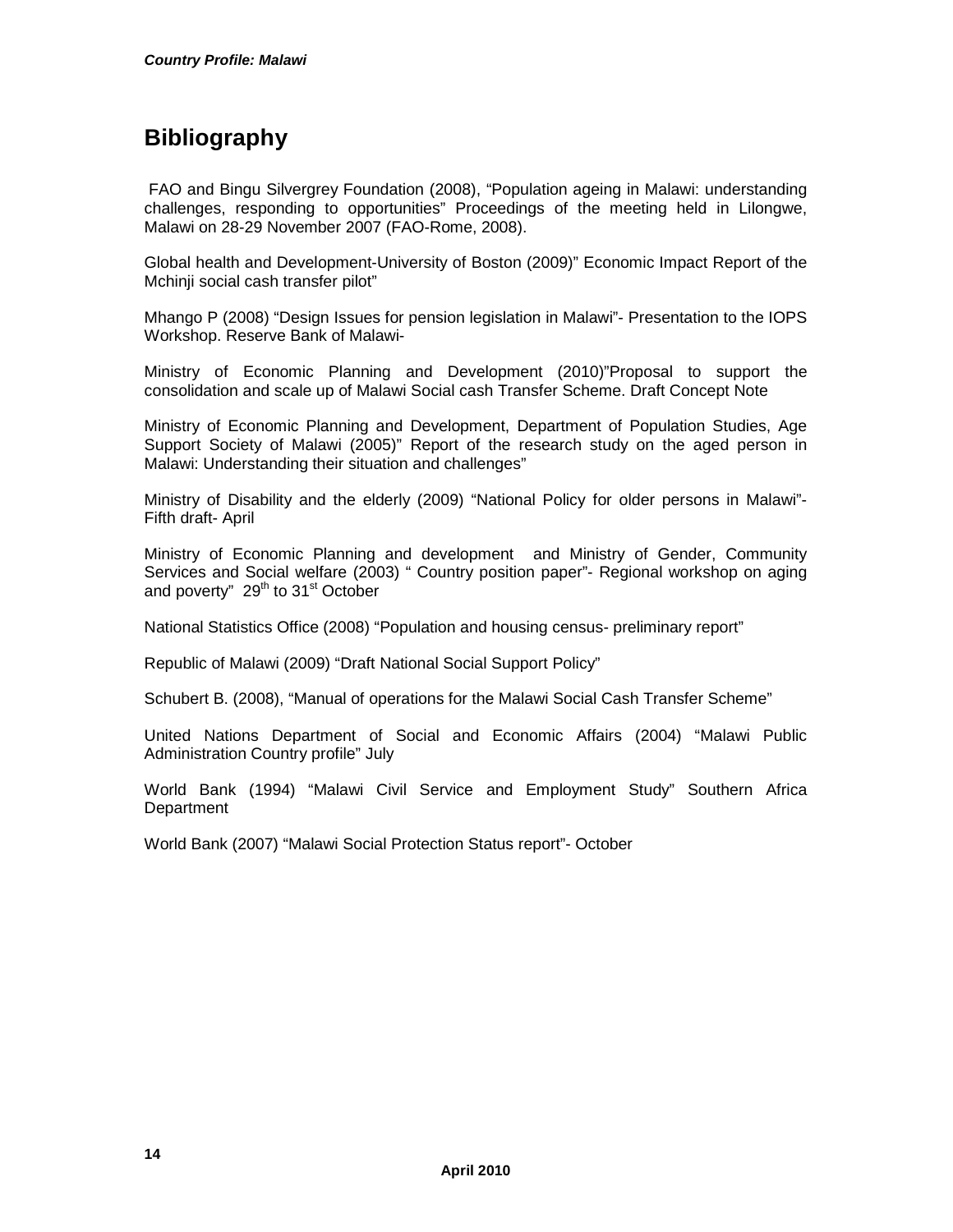# Bibliography

FAO and Bingu Silvergrey Foundation (2008), "Population ageing in Malawi: understanding challenges, responding to opportunities" Proceedings of the meeting held in Lilongwe, Malawi on 28-29 November 2007 (FAO-Rome, 2008).

Global health and Development-University of Boston (2009)" Economic Impact Report of the Mchinji social cash transfer pilot"

Mhango P (2008) "Design Issues for pension legislation in Malawi"- Presentation to the IOPS Workshop. Reserve Bank of Malawi-

Ministry of Economic Planning and Development (2010)"Proposal to support the consolidation and scale up of Malawi Social cash Transfer Scheme. Draft Concept Note

Ministry of Economic Planning and Development, Department of Population Studies, Age Support Society of Malawi (2005)" Report of the research study on the aged person in Malawi: Understanding their situation and challenges"

Ministry of Disability and the elderly (2009) "National Policy for older persons in Malawi"- Fifth draft- April

Ministry of Economic Planning and development and Ministry of Gender, Community Services and Social welfare (2003) " Country position paper"- Regional workshop on aging and poverty" 29th to 31st October

National Statistics Office (2008) "Population and housing census- preliminary report"

Republic of Malawi (2009) "Draft National Social Support Policy"

Schubert B. (2008), "Manual of operations for the Malawi Social Cash Transfer Scheme"

United Nations Department of Social and Economic Affairs (2004) "Malawi Public Administration Country profile" July

World Bank (1994) "Malawi Civil Service and Employment Study" Southern Africa Department

World Bank (2007) "Malawi Social Protection Status report"- October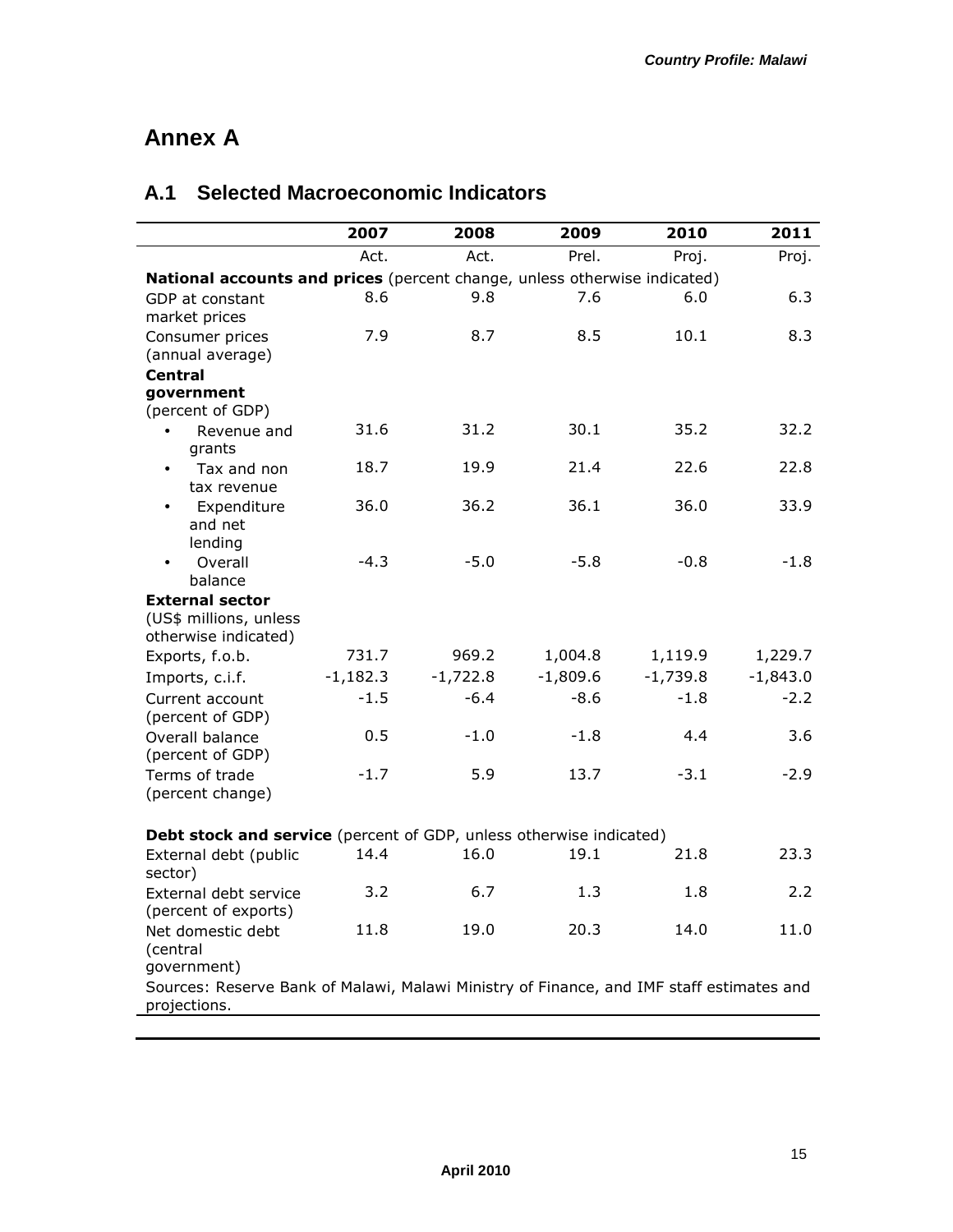# Annex A

## A.1 Selected Macroeconomic Indicators

| | 2007 | 2008 | 2009 | 2010 | 2011 |
|---|---|---|---|---|---|
| | Act. | Act. | Prel. | Proj. | Proj. |
| **National accounts and prices** (percent change, unless otherwise indicated) | | | | | |
| GDP at constant market prices | 8.6 | 9.8 | 7.6 | 6.0 | 6.3 |
| Consumer prices (annual average) | 7.9 | 8.7 | 8.5 | 10.1 | 8.3 |
| **Central government** (percent of GDP) | | | | | |
| • Revenue and grants | 31.6 | 31.2 | 30.1 | 35.2 | 32.2 |
| • Tax and non tax revenue | 18.7 | 19.9 | 21.4 | 22.6 | 22.8 |
| • Expenditure and net lending | 36.0 | 36.2 | 36.1 | 36.0 | 33.9 |
| • Overall balance | -4.3 | -5.0 | -5.8 | -0.8 | -1.8 |
| **External sector** (US$ millions, unless otherwise indicated) | | | | | |
| Exports, f.o.b. | 731.7 | 969.2 | 1,004.8 | 1,119.9 | 1,229.7 |
| Imports, c.i.f. | -1,182.3 | -1,722.8 | -1,809.6 | -1,739.8 | -1,843.0 |
| Current account (percent of GDP) | -1.5 | -6.4 | -8.6 | -1.8 | -2.2 |
| Overall balance (percent of GDP) | 0.5 | -1.0 | -1.8 | 4.4 | 3.6 |
| Terms of trade (percent change) | -1.7 | 5.9 | 13.7 | -3.1 | -2.9 |
| **Debt stock and service** (percent of GDP, unless otherwise indicated) | | | | | |
| External debt (public sector) | 14.4 | 16.0 | 19.1 | 21.8 | 23.3 |
| External debt service (percent of exports) | 3.2 | 6.7 | 1.3 | 1.8 | 2.2 |
| Net domestic debt (central government) | 11.8 | 19.0 | 20.3 | 14.0 | 11.0 |

Sources: Reserve Bank of Malawi, Malawi Ministry of Finance, and IMF staff estimates and projections.